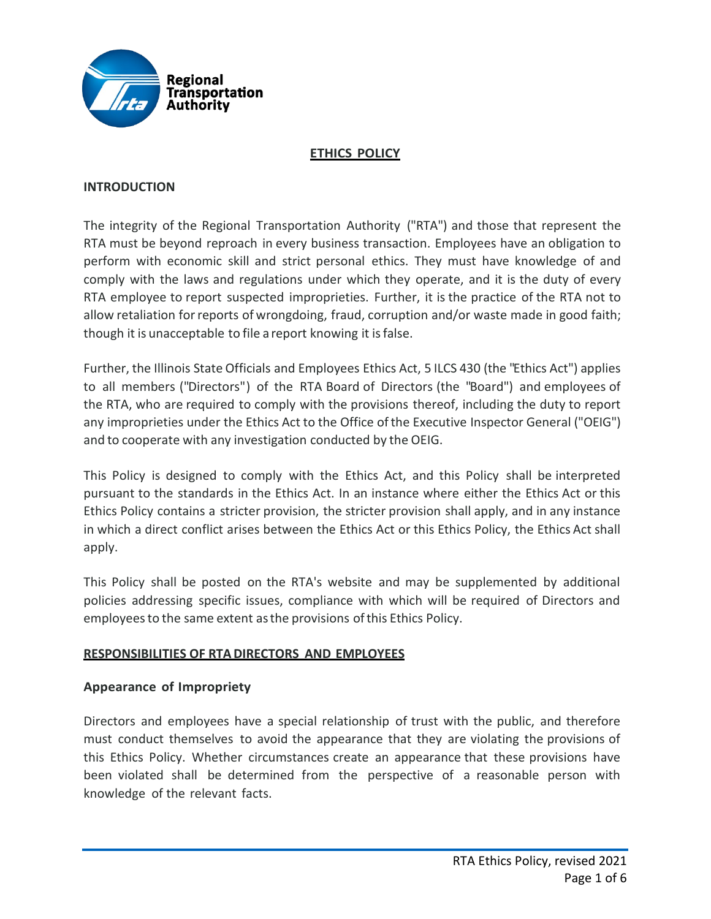Regional Transportation Authority

# ETHICS POLICY

## INTRODUCTION

The integrity of the Regional Transportation Authority ("RTA") and those that represent the RTA must be beyond reproach in every business transaction. Employees have an obligation to perform with economic skill and strict personal ethics. They must have knowledge of and comply with the laws and regulations under which they operate, and it is the duty of every RTA employee to report suspected improprieties. Further, it is the practice of the RTA not to allow retaliation for reports of wrongdoing, fraud, corruption and/or waste made in good faith; though it is unacceptable to file a report knowing it is false.

Further, the Illinois State Officials and Employees Ethics Act, 5 ILCS 430 (the "Ethics Act") applies to all members ("Directors") of the RTA Board of Directors (the "Board") and employees of the RTA, who are required to comply with the provisions thereof, including the duty to report any improprieties under the Ethics Act to the Office of the Executive Inspector General ("OEIG") and to cooperate with any investigation conducted by the OEIG.

This Policy is designed to comply with the Ethics Act, and this Policy shall be interpreted pursuant to the standards in the Ethics Act. In an instance where either the Ethics Act or this Ethics Policy contains a stricter provision, the stricter provision shall apply, and in any instance in which a direct conflict arises between the Ethics Act or this Ethics Policy, the Ethics Act shall apply.

This Policy shall be posted on the RTA's website and may be supplemented by additional policies addressing specific issues, compliance with which will be required of Directors and employees to the same extent as the provisions of this Ethics Policy.

## RESPONSIBILITIES OF RTA DIRECTORS AND EMPLOYEES

### Appearance of Impropriety

Directors and employees have a special relationship of trust with the public, and therefore must conduct themselves to avoid the appearance that they are violating the provisions of this Ethics Policy. Whether circumstances create an appearance that these provisions have been violated shall be determined from the perspective of a reasonable person with knowledge of the relevant facts.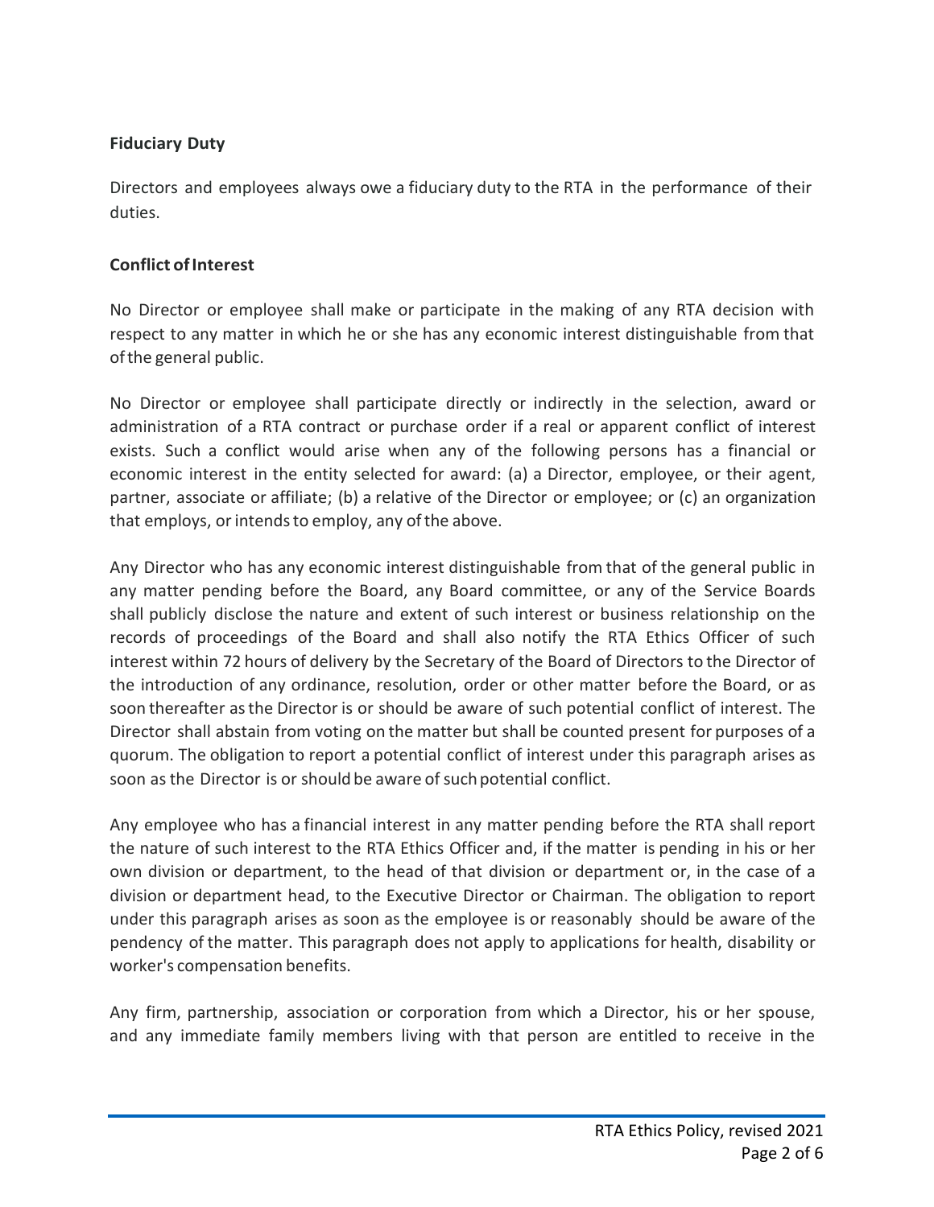## Fiduciary Duty

Directors and employees always owe a fiduciary duty to the RTA in the performance of their duties.

## Conflict of Interest

No Director or employee shall make or participate in the making of any RTA decision with respect to any matter in which he or she has any economic interest distinguishable from that of the general public.

No Director or employee shall participate directly or indirectly in the selection, award or administration of a RTA contract or purchase order if a real or apparent conflict of interest exists. Such a conflict would arise when any of the following persons has a financial or economic interest in the entity selected for award: (a) a Director, employee, or their agent, partner, associate or affiliate; (b) a relative of the Director or employee; or (c) an organization that employs, or intends to employ, any of the above.

Any Director who has any economic interest distinguishable from that of the general public in any matter pending before the Board, any Board committee, or any of the Service Boards shall publicly disclose the nature and extent of such interest or business relationship on the records of proceedings of the Board and shall also notify the RTA Ethics Officer of such interest within 72 hours of delivery by the Secretary of the Board of Directors to the Director of the introduction of any ordinance, resolution, order or other matter before the Board, or as soon thereafter as the Director is or should be aware of such potential conflict of interest. The Director shall abstain from voting on the matter but shall be counted present for purposes of a quorum. The obligation to report a potential conflict of interest under this paragraph arises as soon as the Director is or should be aware of such potential conflict.

Any employee who has a financial interest in any matter pending before the RTA shall report the nature of such interest to the RTA Ethics Officer and, if the matter is pending in his or her own division or department, to the head of that division or department or, in the case of a division or department head, to the Executive Director or Chairman. The obligation to report under this paragraph arises as soon as the employee is or reasonably should be aware of the pendency of the matter. This paragraph does not apply to applications for health, disability or worker's compensation benefits.

Any firm, partnership, association or corporation from which a Director, his or her spouse, and any immediate family members living with that person are entitled to receive in the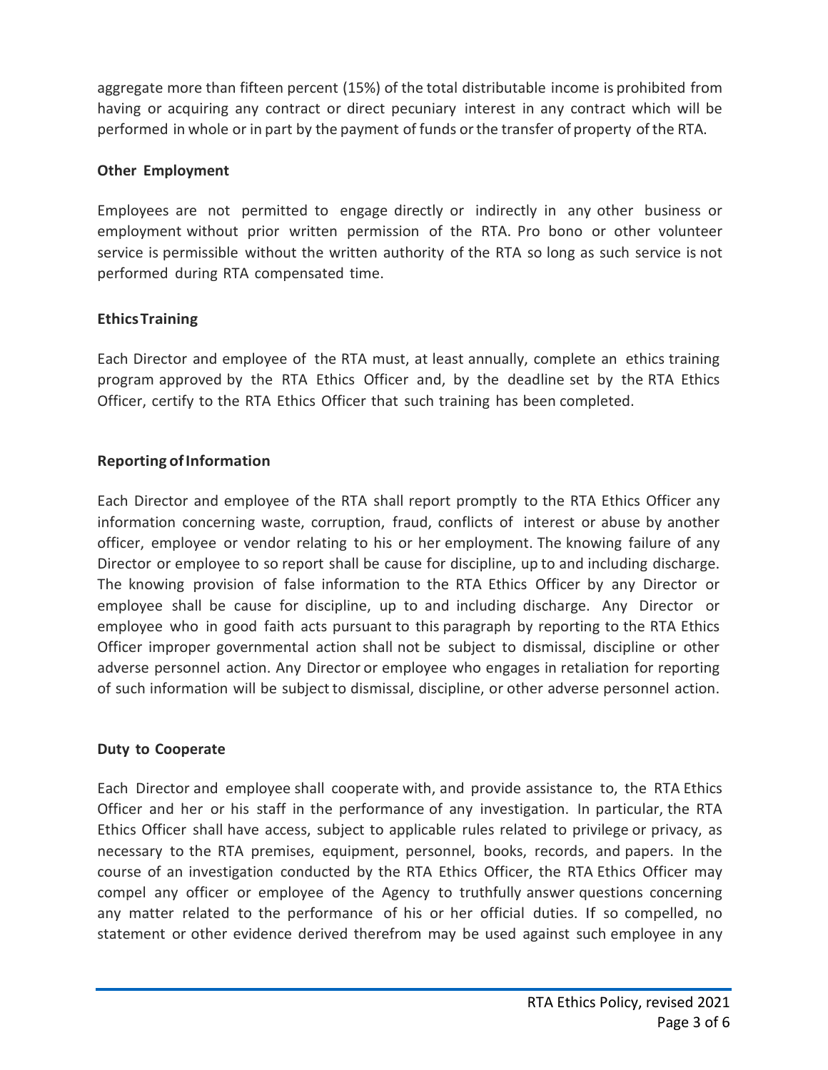aggregate more than fifteen percent (15%) of the total distributable income is prohibited from having or acquiring any contract or direct pecuniary interest in any contract which will be performed in whole or in part by the payment of funds or the transfer of property of the RTA.

**Other Employment**

Employees are not permitted to engage directly or indirectly in any other business or employment without prior written permission of the RTA. Pro bono or other volunteer service is permissible without the written authority of the RTA so long as such service is not performed during RTA compensated time.

**Ethics Training**

Each Director and employee of the RTA must, at least annually, complete an ethics training program approved by the RTA Ethics Officer and, by the deadline set by the RTA Ethics Officer, certify to the RTA Ethics Officer that such training has been completed.

**Reporting of Information**

Each Director and employee of the RTA shall report promptly to the RTA Ethics Officer any information concerning waste, corruption, fraud, conflicts of interest or abuse by another officer, employee or vendor relating to his or her employment. The knowing failure of any Director or employee to so report shall be cause for discipline, up to and including discharge. The knowing provision of false information to the RTA Ethics Officer by any Director or employee shall be cause for discipline, up to and including discharge. Any Director or employee who in good faith acts pursuant to this paragraph by reporting to the RTA Ethics Officer improper governmental action shall not be subject to dismissal, discipline or other adverse personnel action. Any Director or employee who engages in retaliation for reporting of such information will be subject to dismissal, discipline, or other adverse personnel action.

**Duty to Cooperate**

Each Director and employee shall cooperate with, and provide assistance to, the RTA Ethics Officer and her or his staff in the performance of any investigation. In particular, the RTA Ethics Officer shall have access, subject to applicable rules related to privilege or privacy, as necessary to the RTA premises, equipment, personnel, books, records, and papers. In the course of an investigation conducted by the RTA Ethics Officer, the RTA Ethics Officer may compel any officer or employee of the Agency to truthfully answer questions concerning any matter related to the performance of his or her official duties. If so compelled, no statement or other evidence derived therefrom may be used against such employee in any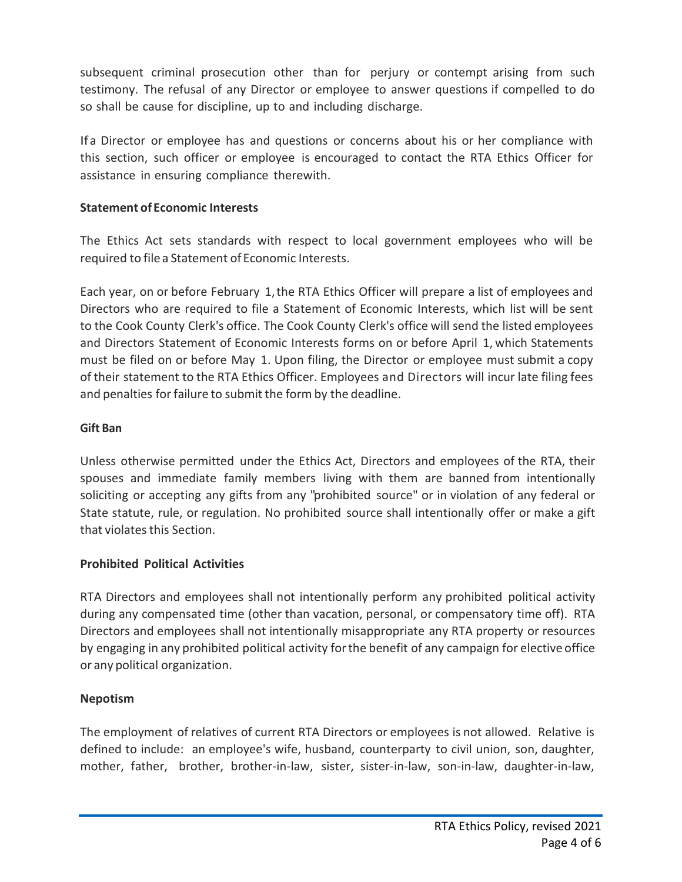subsequent criminal prosecution other than for perjury or contempt arising from such testimony. The refusal of any Director or employee to answer questions if compelled to do so shall be cause for discipline, up to and including discharge.

If a Director or employee has and questions or concerns about his or her compliance with this section, such officer or employee is encouraged to contact the RTA Ethics Officer for assistance in ensuring compliance therewith.

**Statement of Economic Interests**

The Ethics Act sets standards with respect to local government employees who will be required to file a Statement of Economic Interests.

Each year, on or before February 1, the RTA Ethics Officer will prepare a list of employees and Directors who are required to file a Statement of Economic Interests, which list will be sent to the Cook County Clerk's office. The Cook County Clerk's office will send the listed employees and Directors Statement of Economic Interests forms on or before April 1, which Statements must be filed on or before May 1. Upon filing, the Director or employee must submit a copy of their statement to the RTA Ethics Officer. Employees and Directors will incur late filing fees and penalties for failure to submit the form by the deadline.

**Gift Ban**

Unless otherwise permitted under the Ethics Act, Directors and employees of the RTA, their spouses and immediate family members living with them are banned from intentionally soliciting or accepting any gifts from any "prohibited source" or in violation of any federal or State statute, rule, or regulation. No prohibited source shall intentionally offer or make a gift that violates this Section.

**Prohibited Political Activities**

RTA Directors and employees shall not intentionally perform any prohibited political activity during any compensated time (other than vacation, personal, or compensatory time off). RTA Directors and employees shall not intentionally misappropriate any RTA property or resources by engaging in any prohibited political activity for the benefit of any campaign for elective office or any political organization.

**Nepotism**

The employment of relatives of current RTA Directors or employees is not allowed. Relative is defined to include: an employee's wife, husband, counterparty to civil union, son, daughter, mother, father, brother, brother-in-law, sister, sister-in-law, son-in-law, daughter-in-law,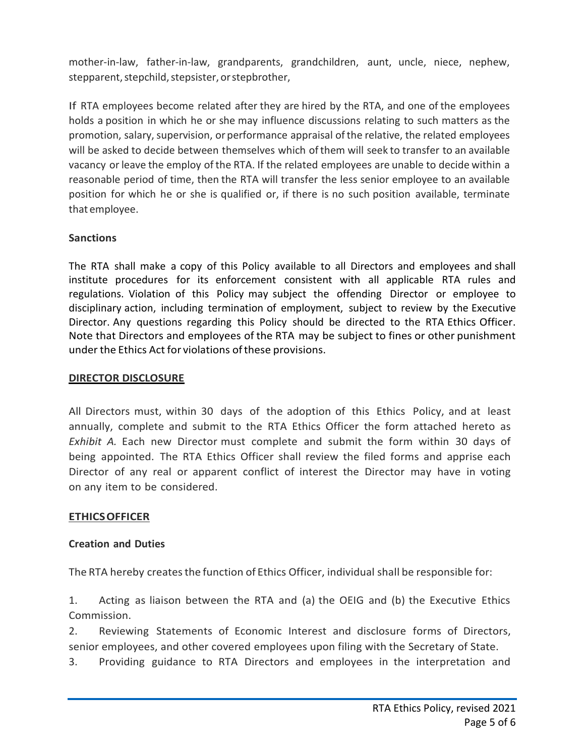mother-in-law, father-in-law, grandparents, grandchildren, aunt, uncle, niece, nephew, stepparent, stepchild, stepsister, or stepbrother,

If RTA employees become related after they are hired by the RTA, and one of the employees holds a position in which he or she may influence discussions relating to such matters as the promotion, salary, supervision, or performance appraisal of the relative, the related employees will be asked to decide between themselves which of them will seek to transfer to an available vacancy or leave the employ of the RTA. If the related employees are unable to decide within a reasonable period of time, then the RTA will transfer the less senior employee to an available position for which he or she is qualified or, if there is no such position available, terminate that employee.

**Sanctions**

The RTA shall make a copy of this Policy available to all Directors and employees and shall institute procedures for its enforcement consistent with all applicable RTA rules and regulations. Violation of this Policy may subject the offending Director or employee to disciplinary action, including termination of employment, subject to review by the Executive Director. Any questions regarding this Policy should be directed to the RTA Ethics Officer. Note that Directors and employees of the RTA may be subject to fines or other punishment under the Ethics Act for violations of these provisions.

## DIRECTOR DISCLOSURE

All Directors must, within 30 days of the adoption of this Ethics Policy, and at least annually, complete and submit to the RTA Ethics Officer the form attached hereto as *Exhibit A.* Each new Director must complete and submit the form within 30 days of being appointed. The RTA Ethics Officer shall review the filed forms and apprise each Director of any real or apparent conflict of interest the Director may have in voting on any item to be considered.

## ETHICS OFFICER

**Creation and Duties**

The RTA hereby creates the function of Ethics Officer, individual shall be responsible for:

1. Acting as liaison between the RTA and (a) the OEIG and (b) the Executive Ethics Commission.
2. Reviewing Statements of Economic Interest and disclosure forms of Directors, senior employees, and other covered employees upon filing with the Secretary of State.
3. Providing guidance to RTA Directors and employees in the interpretation and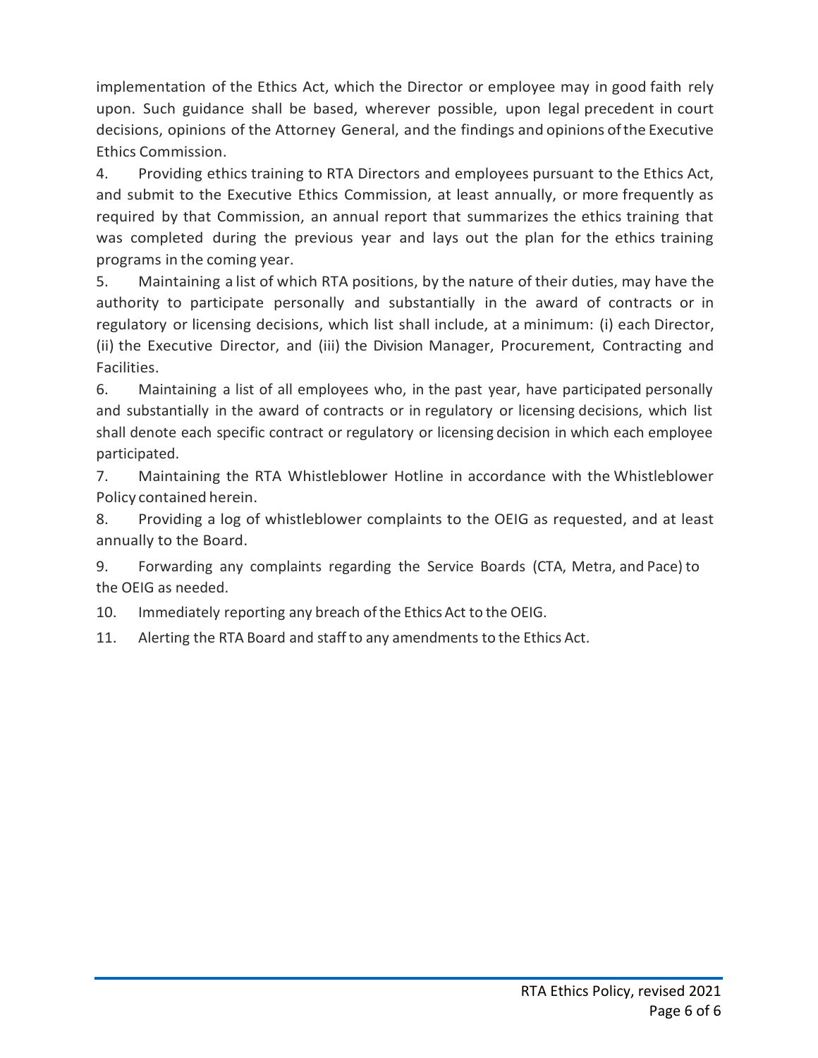implementation of the Ethics Act, which the Director or employee may in good faith rely upon. Such guidance shall be based, wherever possible, upon legal precedent in court decisions, opinions of the Attorney General, and the findings and opinions of the Executive Ethics Commission.

4. Providing ethics training to RTA Directors and employees pursuant to the Ethics Act, and submit to the Executive Ethics Commission, at least annually, or more frequently as required by that Commission, an annual report that summarizes the ethics training that was completed during the previous year and lays out the plan for the ethics training programs in the coming year.

5. Maintaining a list of which RTA positions, by the nature of their duties, may have the authority to participate personally and substantially in the award of contracts or in regulatory or licensing decisions, which list shall include, at a minimum: (i) each Director, (ii) the Executive Director, and (iii) the Division Manager, Procurement, Contracting and Facilities.

6. Maintaining a list of all employees who, in the past year, have participated personally and substantially in the award of contracts or in regulatory or licensing decisions, which list shall denote each specific contract or regulatory or licensing decision in which each employee participated.

7. Maintaining the RTA Whistleblower Hotline in accordance with the Whistleblower Policy contained herein.

8. Providing a log of whistleblower complaints to the OEIG as requested, and at least annually to the Board.

9. Forwarding any complaints regarding the Service Boards (CTA, Metra, and Pace) to the OEIG as needed.

10. Immediately reporting any breach of the Ethics Act to the OEIG.

11. Alerting the RTA Board and staff to any amendments to the Ethics Act.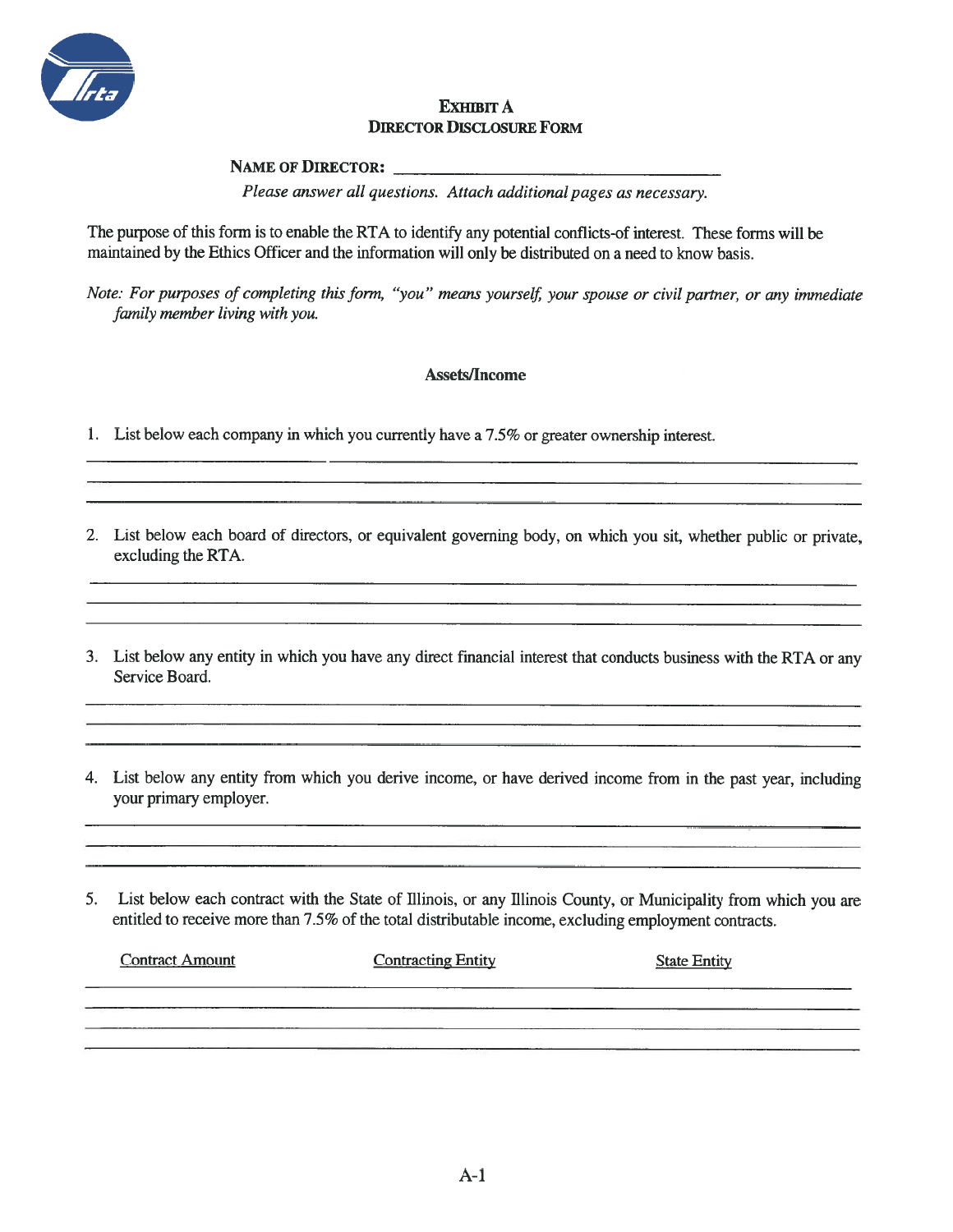# EXHIBIT A
## DIRECTOR DISCLOSURE FORM

**NAME OF DIRECTOR:** ______________________________

*Please answer all questions. Attach additional pages as necessary.*

The purpose of this form is to enable the RTA to identify any potential conflicts-of interest. These forms will be maintained by the Ethics Officer and the information will only be distributed on a need to know basis.

*Note: For purposes of completing this form, "you" means yourself, your spouse or civil partner, or any immediate family member living with you.*

### Assets/Income

1. List below each company in which you currently have a 7.5% or greater ownership interest.

______________________________________________________________________

______________________________________________________________________

______________________________________________________________________

2. List below each board of directors, or equivalent governing body, on which you sit, whether public or private, excluding the RTA.

______________________________________________________________________

______________________________________________________________________

______________________________________________________________________

3. List below any entity in which you have any direct financial interest that conducts business with the RTA or any Service Board.

______________________________________________________________________

______________________________________________________________________

______________________________________________________________________

4. List below any entity from which you derive income, or have derived income from in the past year, including your primary employer.

______________________________________________________________________

______________________________________________________________________

______________________________________________________________________

5. List below each contract with the State of Illinois, or any Illinois County, or Municipality from which you are entitled to receive more than 7.5% of the total distributable income, excluding employment contracts.

| Contract Amount | Contracting Entity | State Entity |
|---|---|---|
| | | |
| | | |
| | | |
| | | |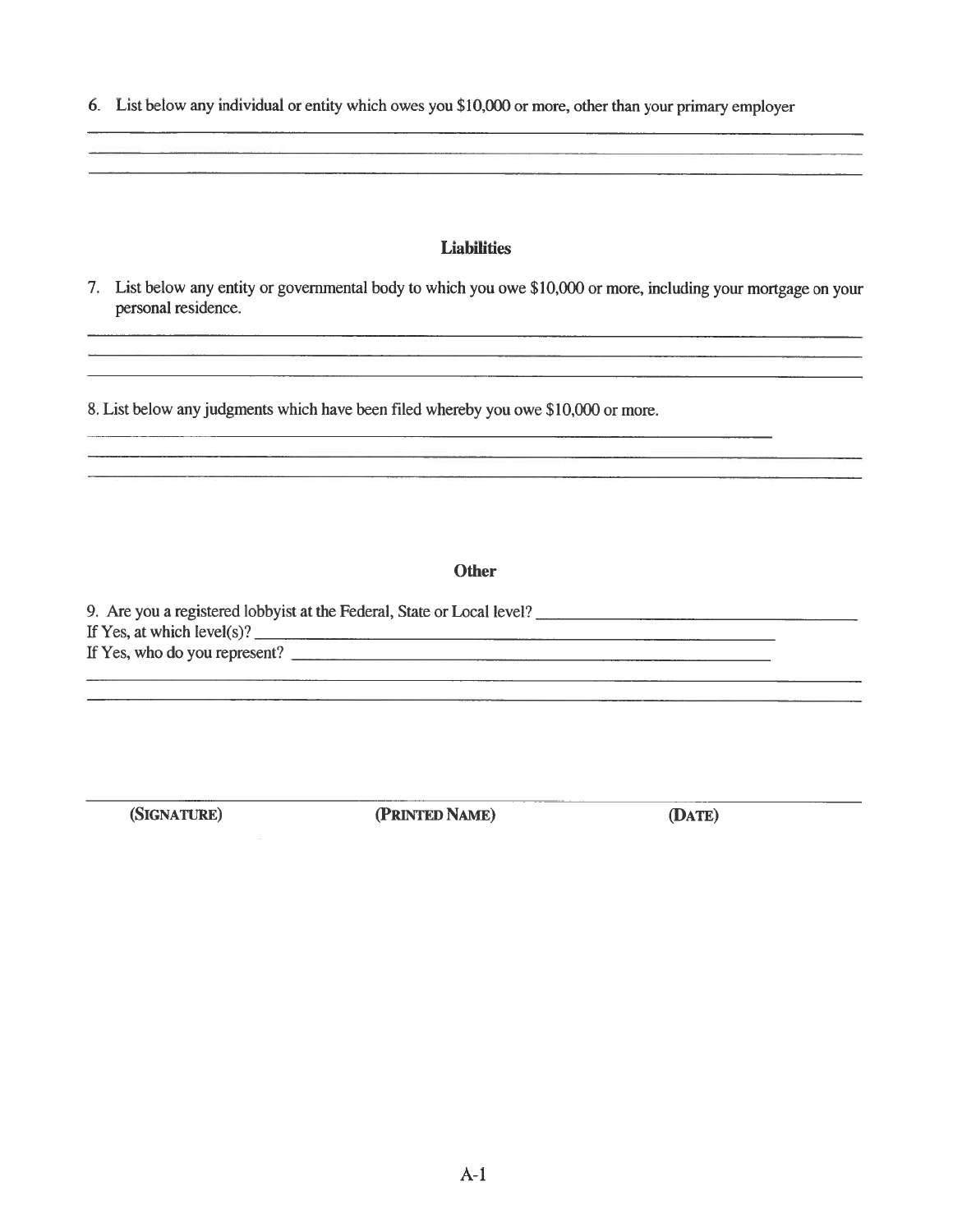6. List below any individual or entity which owes you $10,000 or more, other than your primary employer

______________________________________________________________________________

______________________________________________________________________________

______________________________________________________________________________

## Liabilities

7. List below any entity or governmental body to which you owe $10,000 or more, including your mortgage on your personal residence.

______________________________________________________________________________

______________________________________________________________________________

______________________________________________________________________________

8. List below any judgments which have been filed whereby you owe $10,000 or more.

______________________________________________________________________________

______________________________________________________________________________

______________________________________________________________________________

## Other

9. Are you a registered lobbyist at the Federal, State or Local level? ______________________

If Yes, at which level(s)? ______________________

If Yes, who do you represent? ______________________

______________________________________________________________________________

______________________________________________________________________________

______________________________________________________________________________

**(SIGNATURE)** **(PRINTED NAME)** **(DATE)**